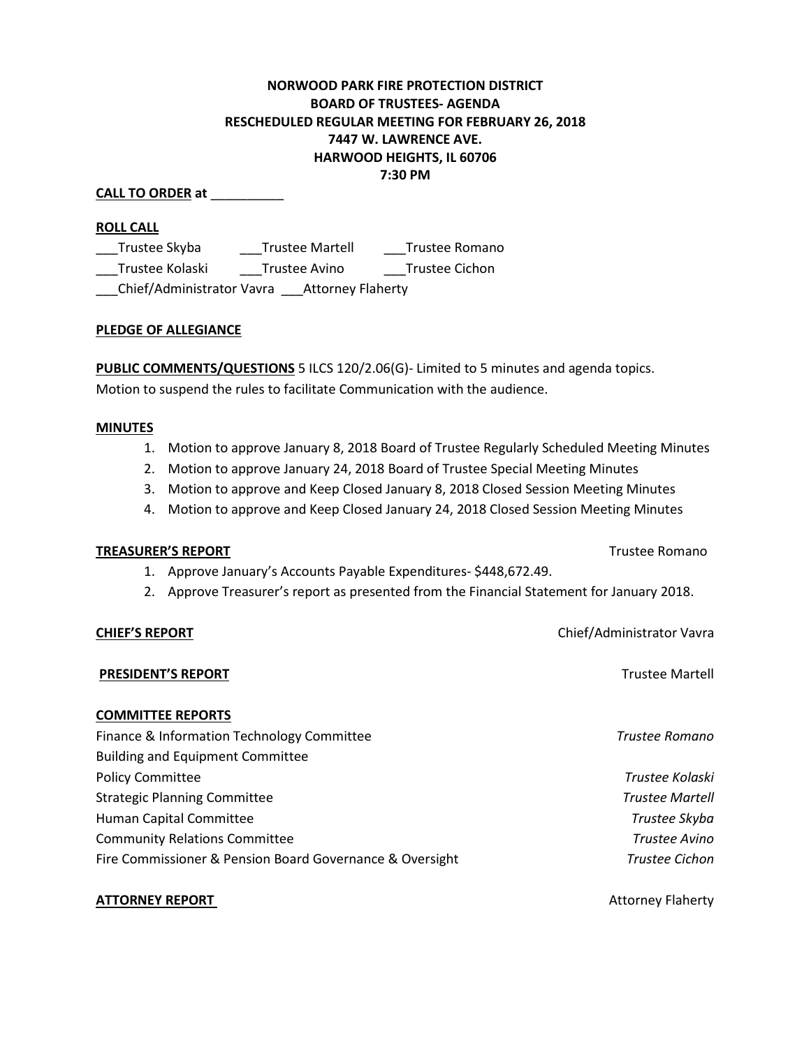**NORWOOD PARK FIRE PROTECTION DISTRICT**
**BOARD OF TRUSTEES- AGENDA**
**RESCHEDULED REGULAR MEETING FOR FEBRUARY 26, 2018**
**7447 W. LAWRENCE AVE.**
**HARWOOD HEIGHTS, IL 60706**
**7:30 PM**

**CALL TO ORDER at** __________

**ROLL CALL**

___Trustee Skyba ___Trustee Martell ___Trustee Romano
___Trustee Kolaski ___Trustee Avino ___Trustee Cichon
___Chief/Administrator Vavra ___Attorney Flaherty

**PLEDGE OF ALLEGIANCE**

**PUBLIC COMMENTS/QUESTIONS** 5 ILCS 120/2.06(G)- Limited to 5 minutes and agenda topics.
Motion to suspend the rules to facilitate Communication with the audience.

**MINUTES**

1. Motion to approve January 8, 2018 Board of Trustee Regularly Scheduled Meeting Minutes
2. Motion to approve January 24, 2018 Board of Trustee Special Meeting Minutes
3. Motion to approve and Keep Closed January 8, 2018 Closed Session Meeting Minutes
4. Motion to approve and Keep Closed January 24, 2018 Closed Session Meeting Minutes

**TREASURER'S REPORT** — Trustee Romano

1. Approve January's Accounts Payable Expenditures- $448,672.49.
2. Approve Treasurer's report as presented from the Financial Statement for January 2018.

**CHIEF'S REPORT** — Chief/Administrator Vavra

**PRESIDENT'S REPORT** — Trustee Martell

**COMMITTEE REPORTS**

Finance & Information Technology Committee — *Trustee Romano*
Building and Equipment Committee
Policy Committee — *Trustee Kolaski*
Strategic Planning Committee — *Trustee Martell*
Human Capital Committee — *Trustee Skyba*
Community Relations Committee — *Trustee Avino*
Fire Commissioner & Pension Board Governance & Oversight — *Trustee Cichon*

**ATTORNEY REPORT** — Attorney Flaherty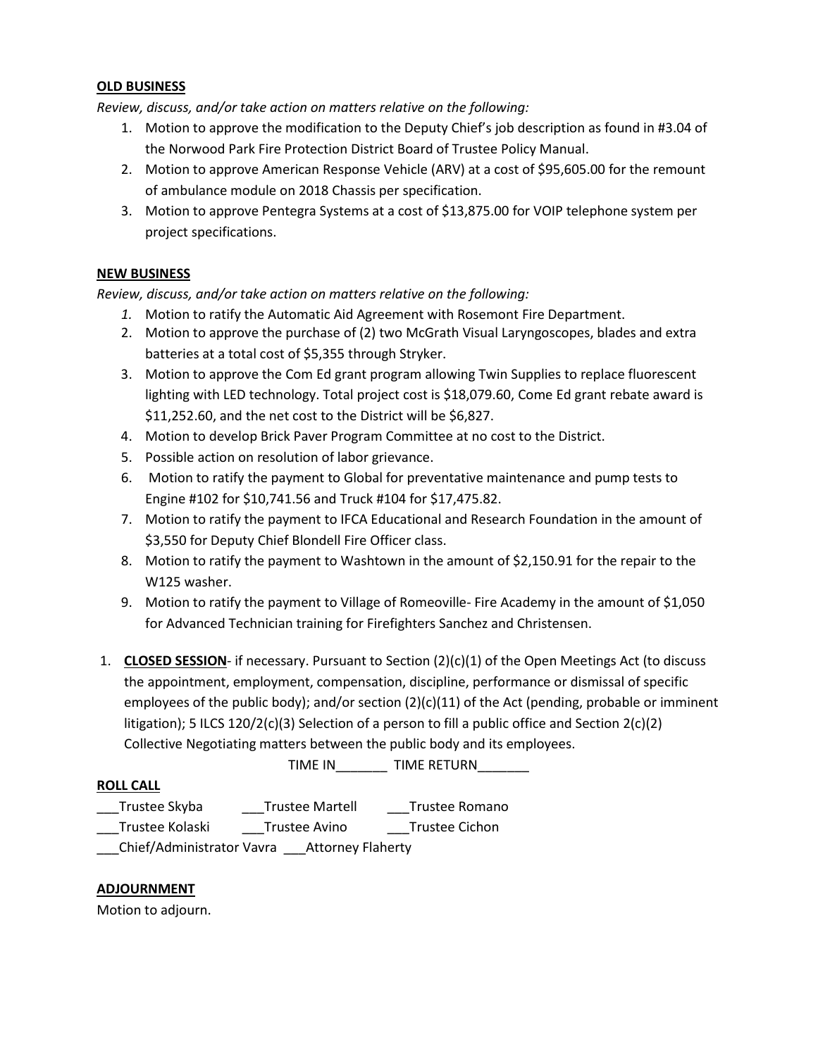**OLD BUSINESS**

*Review, discuss, and/or take action on matters relative on the following:*

1. Motion to approve the modification to the Deputy Chief's job description as found in #3.04 of the Norwood Park Fire Protection District Board of Trustee Policy Manual.
2. Motion to approve American Response Vehicle (ARV) at a cost of $95,605.00 for the remount of ambulance module on 2018 Chassis per specification.
3. Motion to approve Pentegra Systems at a cost of $13,875.00 for VOIP telephone system per project specifications.

**NEW BUSINESS**

*Review, discuss, and/or take action on matters relative on the following:*

1. Motion to ratify the Automatic Aid Agreement with Rosemont Fire Department.
2. Motion to approve the purchase of (2) two McGrath Visual Laryngoscopes, blades and extra batteries at a total cost of $5,355 through Stryker.
3. Motion to approve the Com Ed grant program allowing Twin Supplies to replace fluorescent lighting with LED technology. Total project cost is $18,079.60, Come Ed grant rebate award is $11,252.60, and the net cost to the District will be $6,827.
4. Motion to develop Brick Paver Program Committee at no cost to the District.
5. Possible action on resolution of labor grievance.
6. Motion to ratify the payment to Global for preventative maintenance and pump tests to Engine #102 for $10,741.56 and Truck #104 for $17,475.82.
7. Motion to ratify the payment to IFCA Educational and Research Foundation in the amount of $3,550 for Deputy Chief Blondell Fire Officer class.
8. Motion to ratify the payment to Washtown in the amount of $2,150.91 for the repair to the W125 washer.
9. Motion to ratify the payment to Village of Romeoville- Fire Academy in the amount of $1,050 for Advanced Technician training for Firefighters Sanchez and Christensen.

1. **CLOSED SESSION**- if necessary. Pursuant to Section (2)(c)(1) of the Open Meetings Act (to discuss the appointment, employment, compensation, discipline, performance or dismissal of specific employees of the public body); and/or section (2)(c)(11) of the Act (pending, probable or imminent litigation); 5 ILCS 120/2(c)(3) Selection of a person to fill a public office and Section 2(c)(2) Collective Negotiating matters between the public body and its employees.

TIME IN_______ TIME RETURN_______

**ROLL CALL**

___Trustee Skyba ___Trustee Martell ___Trustee Romano

___Trustee Kolaski ___Trustee Avino ___Trustee Cichon

___Chief/Administrator Vavra ___Attorney Flaherty

**ADJOURNMENT**

Motion to adjourn.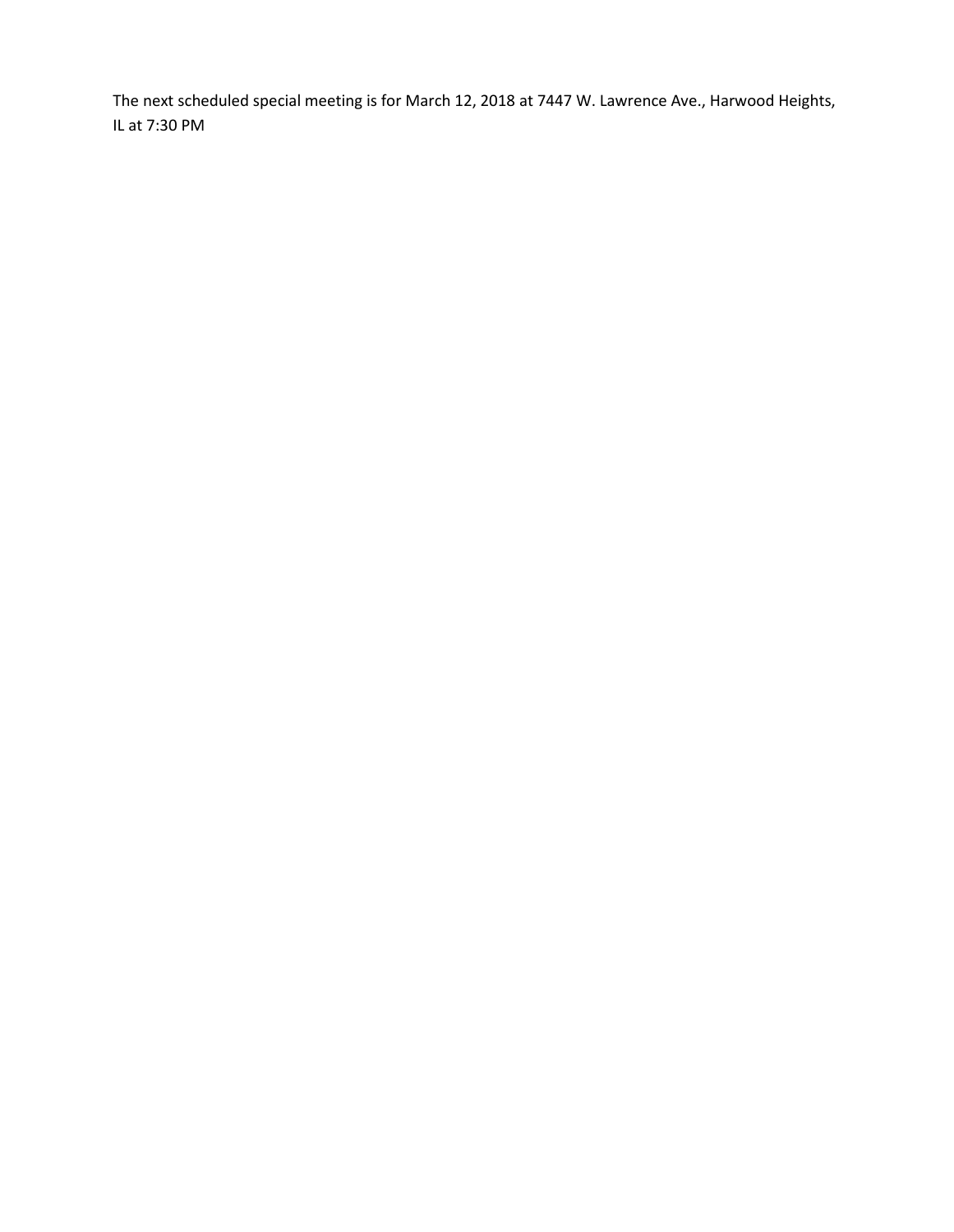The next scheduled special meeting is for March 12, 2018 at 7447 W. Lawrence Ave., Harwood Heights, IL at 7:30 PM